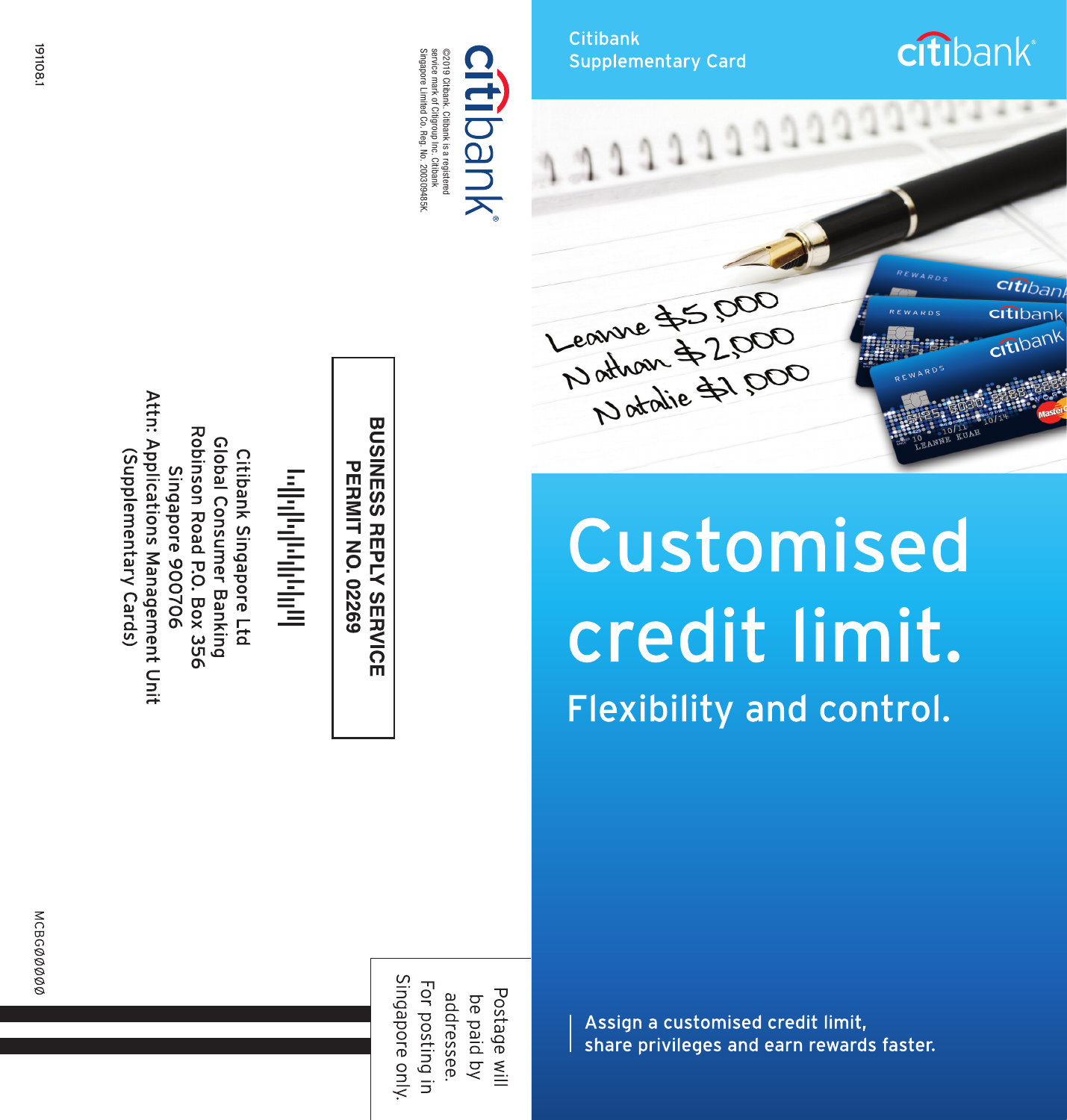Citibank
Supplementary Card

citibank

Leanne $5,000
Nathan $2,000
Natalie $1,000

# Customised credit limit.

## Flexibility and control.

Assign a customised credit limit,
share privileges and earn rewards faster.

citibank

©2019 Citibank. Citibank is a registered service mark of Citigroup Inc. Citibank Singapore Limited Co. Reg. No. 200309485K.

191108.1

**BUSINESS REPLY SERVICE**
**PERMIT NO. 02269**

Citibank Singapore Ltd
Global Consumer Banking
Robinson Road P.O. Box 356
Singapore 900706
Attn: Applications Management Unit
(Supplementary Cards)

Postage will be paid by addressee.
For posting in Singapore only.

MCBG00000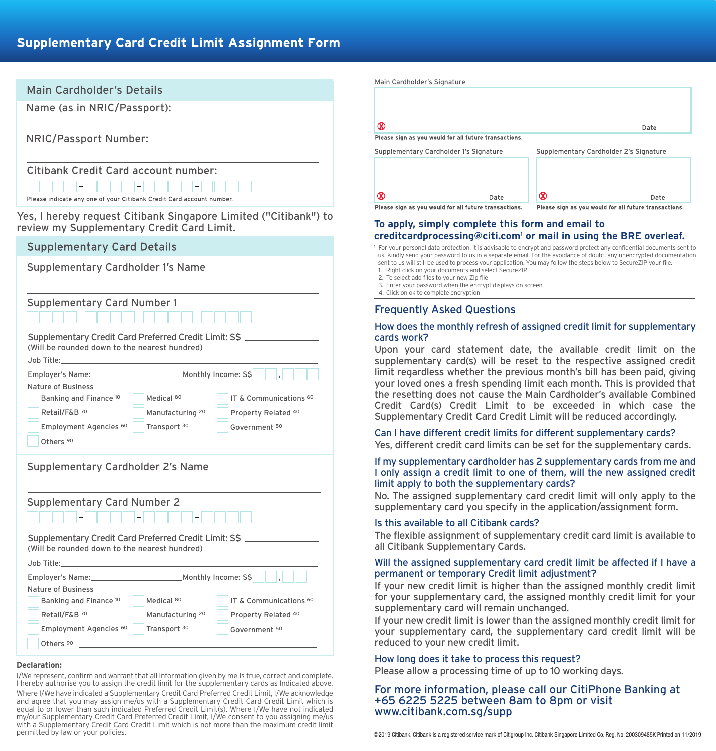# Supplementary Card Credit Limit Assignment Form

## Main Cardholder's Details

Name (as in NRIC/Passport): ______________________

NRIC/Passport Number: ______________________

Citibank Credit Card account number: ____ - ____ - ____ - ____

Please indicate any one of your Citibank Credit Card account number.

Yes, I hereby request Citibank Singapore Limited ("Citibank") to review my Supplementary Credit Card Limit.

## Supplementary Card Details

Supplementary Cardholder 1's Name ______________________

Supplementary Card Number 1 ____ - ____ - ____ - ____

Supplementary Credit Card Preferred Credit Limit: S$ __________
(Will be rounded down to the nearest hundred)

Job Title: ______________________

Employer's Name: ______________ Monthly Income: S$ ___ , ___

Nature of Business

- ☐ Banking and Finance [10]
- ☐ Medical [80]
- ☐ IT & Communications [60]
- ☐ Retail/F&B [70]
- ☐ Manufacturing [20]
- ☐ Property Related [40]
- ☐ Employment Agencies [60]
- ☐ Transport [30]
- ☐ Government [50]
- ☐ Others [90] ______________________

Supplementary Cardholder 2's Name ______________________

Supplementary Card Number 2 ____ - ____ - ____ - ____

Supplementary Credit Card Preferred Credit Limit: S$ __________
(Will be rounded down to the nearest hundred)

Job Title: ______________________

Employer's Name: ______________ Monthly Income: S$ ___ , ___

Nature of Business

- ☐ Banking and Finance [10]
- ☐ Medical [80]
- ☐ IT & Communications [60]
- ☐ Retail/F&B [70]
- ☐ Manufacturing [20]
- ☐ Property Related [40]
- ☐ Employment Agencies [60]
- ☐ Transport [30]
- ☐ Government [50]
- ☐ Others [90] ______________________

**Declaration:**

I/We represent, confirm and warrant that all Information given by me Is true, correct and complete. I hereby authorise you to assign the credit limit for the supplementary cards as Indicated above.

Where I/We have indicated a Supplementary Credit Card Preferred Credit Limit, I/We acknowledge and agree that you may assign me/us with a Supplementary Credit Card Credit Limit which is equal to or lower than such indicated Preferred Credit Limit(s). Where I/We have not indicated my/our Supplementary Credit Card Preferred Credit Limit, I/We consent to you assigning me/us with a Supplementary Credit Card Credit Limit which is not more than the maximum credit limit permitted by law or your policies.

Main Cardholder's Signature

Date ____________

**Please sign as you would for all future transactions.**

Supplementary Cardholder 1's Signature

Date ____________

**Please sign as you would for all future transactions.**

Supplementary Cardholder 2's Signature

Date ____________

**Please sign as you would for all future transactions.**

**To apply, simply complete this form and email to creditcardprocessing@citi.com[1] or mail in using the BRE overleaf.**

[1] For your personal data protection, it is advisable to encrypt and password protect any confidential documents sent to us. Kindly send your password to us in a separate email. For the avoidance of doubt, any unencrypted documentation sent to us will still be used to process your application. You may follow the steps below to SecureZIP your file.

1. Right click on your documents and select SecureZIP
2. To select add files to your new Zip file
3. Enter your password when the encrypt displays on screen
4. Click on ok to complete encryption

## Frequently Asked Questions

### How does the monthly refresh of assigned credit limit for supplementary cards work?

Upon your card statement date, the available credit limit on the supplementary card(s) will be reset to the respective assigned credit limit regardless whether the previous month's bill has been paid, giving your loved ones a fresh spending limit each month. This is provided that the resetting does not cause the Main Cardholder's available Combined Credit Card(s) Credit Limit to be exceeded in which case the Supplementary Credit Card Credit Limit will be reduced accordingly.

### Can I have different credit limits for different supplementary cards?

Yes, different credit card limits can be set for the supplementary cards.

### If my supplementary cardholder has 2 supplementary cards from me and I only assign a credit limit to one of them, will the new assigned credit limit apply to both the supplementary cards?

No. The assigned supplementary card credit limit will only apply to the supplementary card you specify in the application/assignment form.

### Is this available to all Citibank cards?

The flexible assignment of supplementary credit card limit is available to all Citibank Supplementary Cards.

### Will the assigned supplementary card credit limit be affected if I have a permanent or temporary Credit limit adjustment?

If your new credit limit is higher than the assigned monthly credit limit for your supplementary card, the assigned monthly credit limit for your supplementary card will remain unchanged.

If your new credit limit is lower than the assigned monthly credit limit for your supplementary card, the supplementary card credit limit will be reduced to your new credit limit.

### How long does it take to process this request?

Please allow a processing time of up to 10 working days.

For more information, please call our CitiPhone Banking at +65 6225 5225 between 8am to 8pm or visit www.citibank.com.sg/supp

©2019 Citibank. Citibank is a registered service mark of Citigroup Inc. Citibank Singapore Limited Co. Reg. No. 200309485K Printed on 11/2019